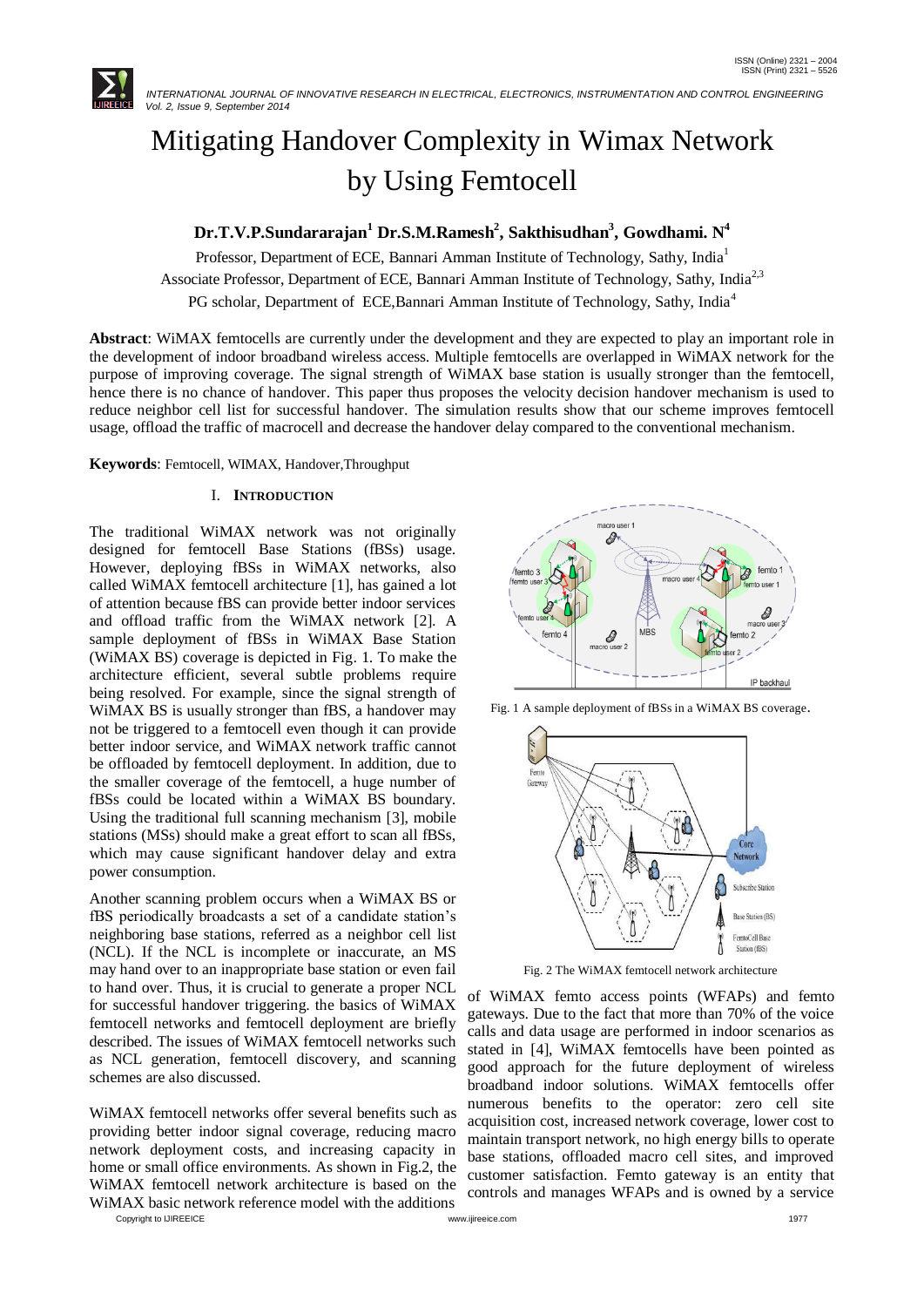# Mitigating Handover Complexity in Wimax Network by Using Femtocell

**Dr.T.V.P.Sundararajan[1] Dr.S.M.Ramesh[2], Sakthisudhan[3], Gowdhami. N[4]**

Professor, Department of ECE, Bannari Amman Institute of Technology, Sathy, India[1]

Associate Professor, Department of ECE, Bannari Amman Institute of Technology, Sathy, India[2,3]

PG scholar, Department of ECE,Bannari Amman Institute of Technology, Sathy, India[4]

**Abstract**: WiMAX femtocells are currently under the development and they are expected to play an important role in the development of indoor broadband wireless access. Multiple femtocells are overlapped in WiMAX network for the purpose of improving coverage. The signal strength of WiMAX base station is usually stronger than the femtocell, hence there is no chance of handover. This paper thus proposes the velocity decision handover mechanism is used to reduce neighbor cell list for successful handover. The simulation results show that our scheme improves femtocell usage, offload the traffic of macrocell and decrease the handover delay compared to the conventional mechanism.

**Keywords**: Femtocell, WIMAX, Handover,Throughput

## I. INTRODUCTION

The traditional WiMAX network was not originally designed for femtocell Base Stations (fBSs) usage. However, deploying fBSs in WiMAX networks, also called WiMAX femtocell architecture [1], has gained a lot of attention because fBS can provide better indoor services and offload traffic from the WiMAX network [2]. A sample deployment of fBSs in WiMAX Base Station (WiMAX BS) coverage is depicted in Fig. 1. To make the architecture efficient, several subtle problems require being resolved. For example, since the signal strength of WiMAX BS is usually stronger than fBS, a handover may not be triggered to a femtocell even though it can provide better indoor service, and WiMAX network traffic cannot be offloaded by femtocell deployment. In addition, due to the smaller coverage of the femtocell, a huge number of fBSs could be located within a WiMAX BS boundary. Using the traditional full scanning mechanism [3], mobile stations (MSs) should make a great effort to scan all fBSs, which may cause significant handover delay and extra power consumption.

Fig. 1 A sample deployment of fBSs in a WiMAX BS coverage.

Fig. 2 The WiMAX femtocell network architecture

Another scanning problem occurs when a WiMAX BS or fBS periodically broadcasts a set of a candidate station's neighboring base stations, referred as a neighbor cell list (NCL). If the NCL is incomplete or inaccurate, an MS may hand over to an inappropriate base station or even fail to hand over. Thus, it is crucial to generate a proper NCL for successful handover triggering. the basics of WiMAX femtocell networks and femtocell deployment are briefly described. The issues of WiMAX femtocell networks such as NCL generation, femtocell discovery, and scanning schemes are also discussed.

WiMAX femtocell networks offer several benefits such as providing better indoor signal coverage, reducing macro network deployment costs, and increasing capacity in home or small office environments. As shown in Fig.2, the WiMAX femtocell network architecture is based on the WiMAX basic network reference model with the additions of WiMAX femto access points (WFAPs) and femto gateways. Due to the fact that more than 70% of the voice calls and data usage are performed in indoor scenarios as stated in [4], WiMAX femtocells have been pointed as good approach for the future deployment of wireless broadband indoor solutions. WiMAX femtocells offer numerous benefits to the operator: zero cell site acquisition cost, increased network coverage, lower cost to maintain transport network, no high energy bills to operate base stations, offloaded macro cell sites, and improved customer satisfaction. Femto gateway is an entity that controls and manages WFAPs and is owned by a service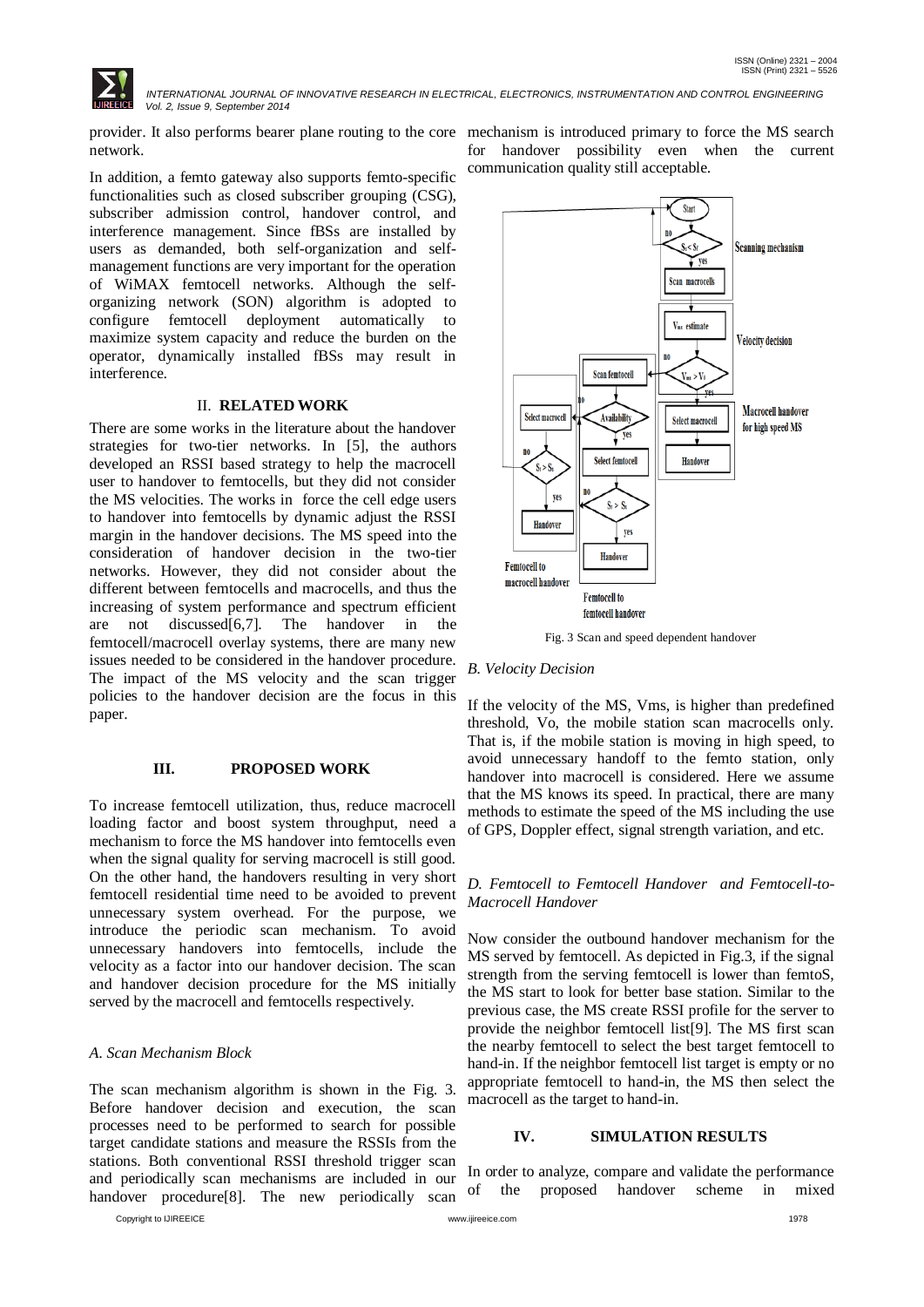provider. It also performs bearer plane routing to the core network.

In addition, a femto gateway also supports femto-specific functionalities such as closed subscriber grouping (CSG), subscriber admission control, handover control, and interference management. Since fBSs are installed by users as demanded, both self-organization and self-management functions are very important for the operation of WiMAX femtocell networks. Although the self-organizing network (SON) algorithm is adopted to configure femtocell deployment automatically to maximize system capacity and reduce the burden on the operator, dynamically installed fBSs may result in interference.

## II. RELATED WORK

There are some works in the literature about the handover strategies for two-tier networks. In [5], the authors developed an RSSI based strategy to help the macrocell user to handover to femtocells, but they did not consider the MS velocities. The works in force the cell edge users to handover into femtocells by dynamic adjust the RSSI margin in the handover decisions. The MS speed into the consideration of handover decision in the two-tier networks. However, they did not consider about the different between femtocells and macrocells, and thus the increasing of system performance and spectrum efficient are not discussed[6,7]. The handover in the femtocell/macrocell overlay systems, there are many new issues needed to be considered in the handover procedure. The impact of the MS velocity and the scan trigger policies to the handover decision are the focus in this paper.

## III. PROPOSED WORK

To increase femtocell utilization, thus, reduce macrocell loading factor and boost system throughput, need a mechanism to force the MS handover into femtocells even when the signal quality for serving macrocell is still good. On the other hand, the handovers resulting in very short femtocell residential time need to be avoided to prevent unnecessary system overhead. For the purpose, we introduce the periodic scan mechanism. To avoid unnecessary handovers into femtocells, include the velocity as a factor into our handover decision. The scan and handover decision procedure for the MS initially served by the macrocell and femtocells respectively.

### *A. Scan Mechanism Block*

The scan mechanism algorithm is shown in the Fig. 3. Before handover decision and execution, the scan processes need to be performed to search for possible target candidate stations and measure the RSSIs from the stations. Both conventional RSSI threshold trigger scan and periodically scan mechanisms are included in our handover procedure[8]. The new periodically scan mechanism is introduced primary to force the MS search for handover possibility even when the current communication quality still acceptable.

Fig. 3 Scan and speed dependent handover

### *B. Velocity Decision*

If the velocity of the MS, Vms, is higher than predefined threshold, Vo, the mobile station scan macrocells only. That is, if the mobile station is moving in high speed, to avoid unnecessary handoff to the femto station, only handover into macrocell is considered. Here we assume that the MS knows its speed. In practical, there are many methods to estimate the speed of the MS including the use of GPS, Doppler effect, signal strength variation, and etc.

### *D. Femtocell to Femtocell Handover and Femtocell-to-Macrocell Handover*

Now consider the outbound handover mechanism for the MS served by femtocell. As depicted in Fig.3, if the signal strength from the serving femtocell is lower than femtoS, the MS start to look for better base station. Similar to the previous case, the MS create RSSI profile for the server to provide the neighbor femtocell list[9]. The MS first scan the nearby femtocell to select the best target femtocell to hand-in. If the neighbor femtocell list target is empty or no appropriate femtocell to hand-in, the MS then select the macrocell as the target to hand-in.

## IV. SIMULATION RESULTS

In order to analyze, compare and validate the performance of the proposed handover scheme in mixed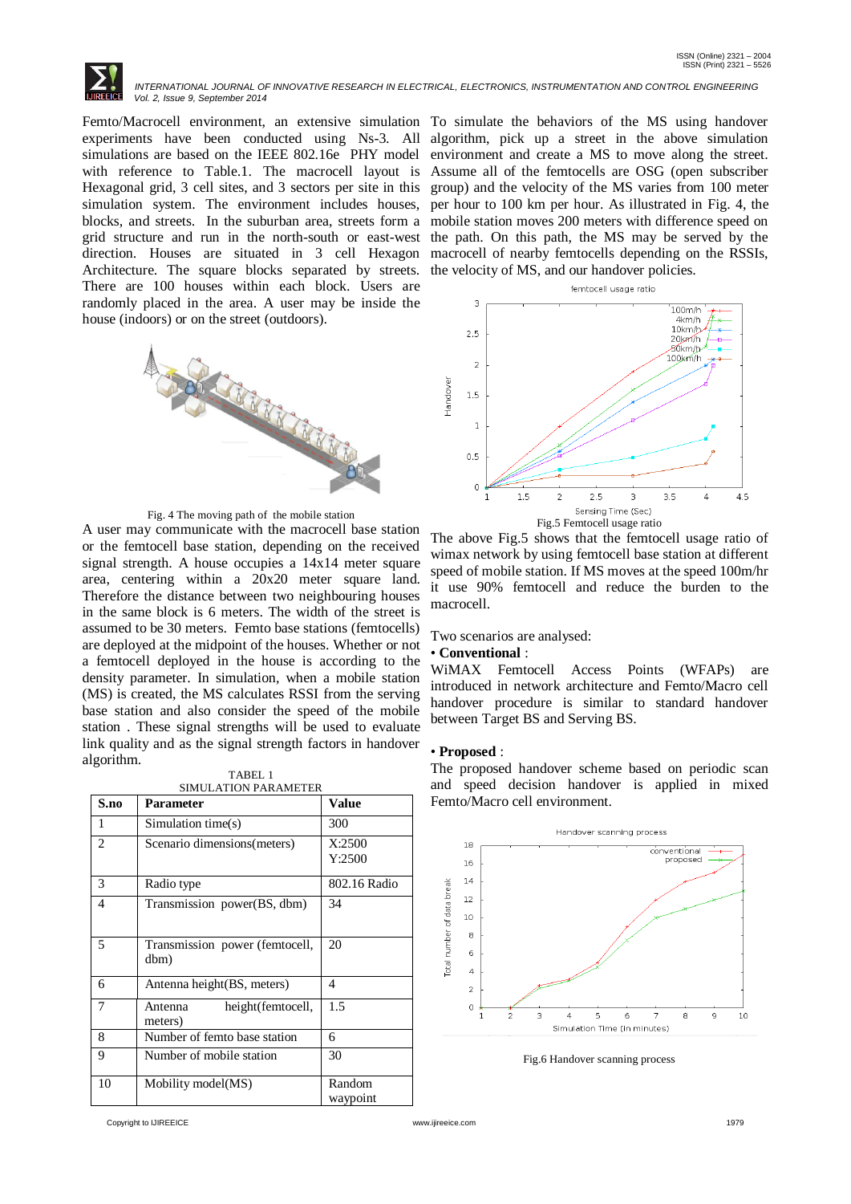Femto/Macrocell environment, an extensive simulation experiments have been conducted using Ns-3. All simulations are based on the IEEE 802.16e PHY model with reference to Table.1. The macrocell layout is Hexagonal grid, 3 cell sites, and 3 sectors per site in this simulation system. The environment includes houses, blocks, and streets. In the suburban area, streets form a grid structure and run in the north-south or east-west direction. Houses are situated in 3 cell Hexagon Architecture. The square blocks separated by streets. There are 100 houses within each block. Users are randomly placed in the area. A user may be inside the house (indoors) or on the street (outdoors).

Fig. 4 The moving path of the mobile station

A user may communicate with the macrocell base station or the femtocell base station, depending on the received signal strength. A house occupies a 14x14 meter square area, centering within a 20x20 meter square land. Therefore the distance between two neighbouring houses in the same block is 6 meters. The width of the street is assumed to be 30 meters. Femto base stations (femtocells) are deployed at the midpoint of the houses. Whether or not a femtocell deployed in the house is according to the density parameter. In simulation, when a mobile station (MS) is created, the MS calculates RSSI from the serving base station and also consider the speed of the mobile station . These signal strengths will be used to evaluate link quality and as the signal strength factors in handover algorithm.

TABEL 1
SIMULATION PARAMETER

| S.no | Parameter | Value |
|---|---|---|
| 1 | Simulation time(s) | 300 |
| 2 | Scenario dimensions(meters) | X:2500 Y:2500 |
| 3 | Radio type | 802.16 Radio |
| 4 | Transmission power(BS, dbm) | 34 |
| 5 | Transmission power (femtocell, dbm) | 20 |
| 6 | Antenna height(BS, meters) | 4 |
| 7 | Antenna height(femtocell, meters) | 1.5 |
| 8 | Number of femto base station | 6 |
| 9 | Number of mobile station | 30 |
| 10 | Mobility model(MS) | Random waypoint |

To simulate the behaviors of the MS using handover algorithm, pick up a street in the above simulation environment and create a MS to move along the street. Assume all of the femtocells are OSG (open subscriber group) and the velocity of the MS varies from 100 meter per hour to 100 km per hour. As illustrated in Fig. 4, the mobile station moves 200 meters with difference speed on the path. On this path, the MS may be served by the macrocell of nearby femtocells depending on the RSSIs, the velocity of MS, and our handover policies.

Fig.5 Femtocell usage ratio

The above Fig.5 shows that the femtocell usage ratio of wimax network by using femtocell base station at different speed of mobile station. If MS moves at the speed 100m/hr it use 90% femtocell and reduce the burden to the macrocell.

Two scenarios are analysed:

• **Conventional** :

WiMAX Femtocell Access Points (WFAPs) are introduced in network architecture and Femto/Macro cell handover procedure is similar to standard handover between Target BS and Serving BS.

• **Proposed** :

The proposed handover scheme based on periodic scan and speed decision handover is applied in mixed Femto/Macro cell environment.

Fig.6 Handover scanning process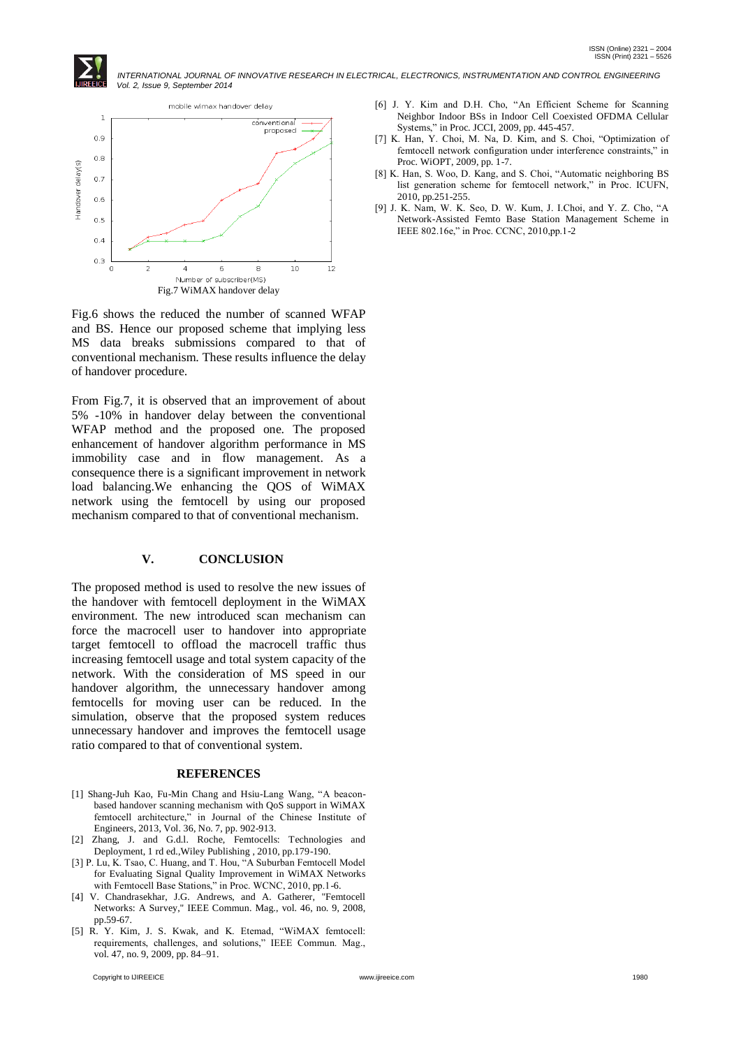mobile wimax handover delay

conventional

proposed

Handover delay(s)

1

0.9

0.8

0.7

0.6

0.5

0.4

0.3

0 2 4 6 8 10 12

Number of subscriber(MS)

Fig.7 WiMAX handover delay

Fig.6 shows the reduced the number of scanned WFAP and BS. Hence our proposed scheme that implying less MS data breaks submissions compared to that of conventional mechanism. These results influence the delay of handover procedure.

From Fig.7, it is observed that an improvement of about 5% -10% in handover delay between the conventional WFAP method and the proposed one. The proposed enhancement of handover algorithm performance in MS immobility case and in flow management. As a consequence there is a significant improvement in network load balancing.We enhancing the QOS of WiMAX network using the femtocell by using our proposed mechanism compared to that of conventional mechanism.

## V. CONCLUSION

The proposed method is used to resolve the new issues of the handover with femtocell deployment in the WiMAX environment. The new introduced scan mechanism can force the macrocell user to handover into appropriate target femtocell to offload the macrocell traffic thus increasing femtocell usage and total system capacity of the network. With the consideration of MS speed in our handover algorithm, the unnecessary handover among femtocells for moving user can be reduced. In the simulation, observe that the proposed system reduces unnecessary handover and improves the femtocell usage ratio compared to that of conventional system.

## REFERENCES

[1] Shang-Juh Kao, Fu-Min Chang and Hsiu-Lang Wang, "A beacon-based handover scanning mechanism with QoS support in WiMAX femtocell architecture," in Journal of the Chinese Institute of Engineers, 2013, Vol. 36, No. 7, pp. 902-913.

[2] Zhang, J. and G.d.l. Roche, Femtocells: Technologies and Deployment, 1 rd ed.,Wiley Publishing , 2010, pp.179-190.

[3] P. Lu, K. Tsao, C. Huang, and T. Hou, "A Suburban Femtocell Model for Evaluating Signal Quality Improvement in WiMAX Networks with Femtocell Base Stations," in Proc. WCNC, 2010, pp.1-6.

[4] V. Chandrasekhar, J.G. Andrews, and A. Gatherer, "Femtocell Networks: A Survey," IEEE Commun. Mag., vol. 46, no. 9, 2008, pp.59-67.

[5] R. Y. Kim, J. S. Kwak, and K. Etemad, "WiMAX femtocell: requirements, challenges, and solutions," IEEE Commun. Mag., vol. 47, no. 9, 2009, pp. 84–91.

[6] J. Y. Kim and D.H. Cho, "An Efficient Scheme for Scanning Neighbor Indoor BSs in Indoor Cell Coexisted OFDMA Cellular Systems," in Proc. JCCI, 2009, pp. 445-457.

[7] K. Han, Y. Choi, M. Na, D. Kim, and S. Choi, "Optimization of femtocell network configuration under interference constraints," in Proc. WiOPT, 2009, pp. 1-7.

[8] K. Han, S. Woo, D. Kang, and S. Choi, "Automatic neighboring BS list generation scheme for femtocell network," in Proc. ICUFN, 2010, pp.251-255.

[9] J. K. Nam, W. K. Seo, D. W. Kum, J. I.Choi, and Y. Z. Cho, "A Network-Assisted Femto Base Station Management Scheme in IEEE 802.16e," in Proc. CCNC, 2010,pp.1-2